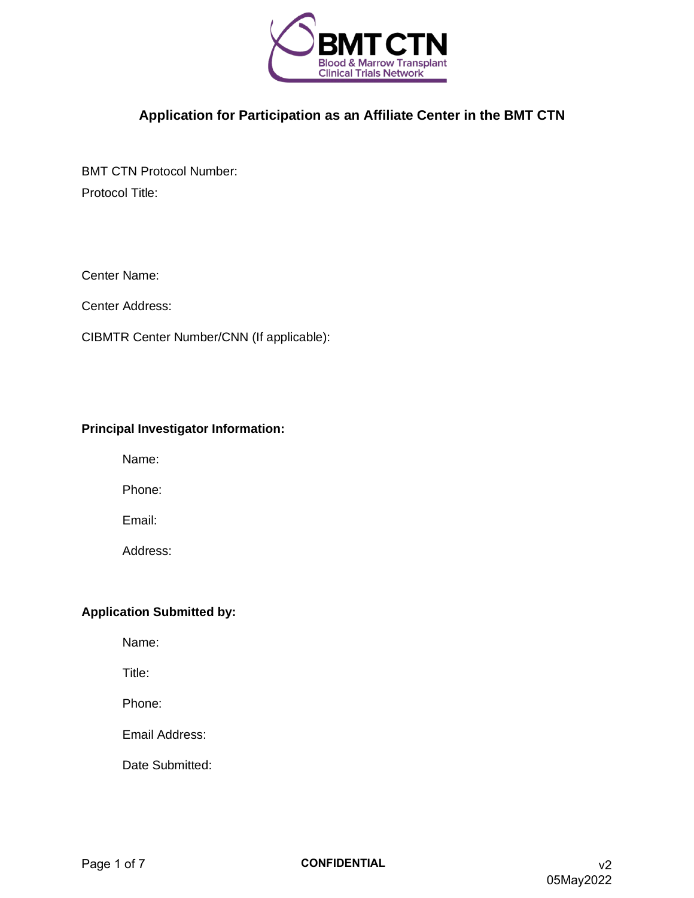# Application for Participation as an Affiliate Center in the BMT CTN

BMT CTN Protocol Number:

Protocol Title:

Center Name:

Center Address:

CIBMTR Center Number/CNN (If applicable):

**Principal Investigator Information:**

Name:

Phone:

Email:

Address:

**Application Submitted by:**

Name:

Title:

Phone:

Email Address:

Date Submitted:

**CONFIDENTIAL**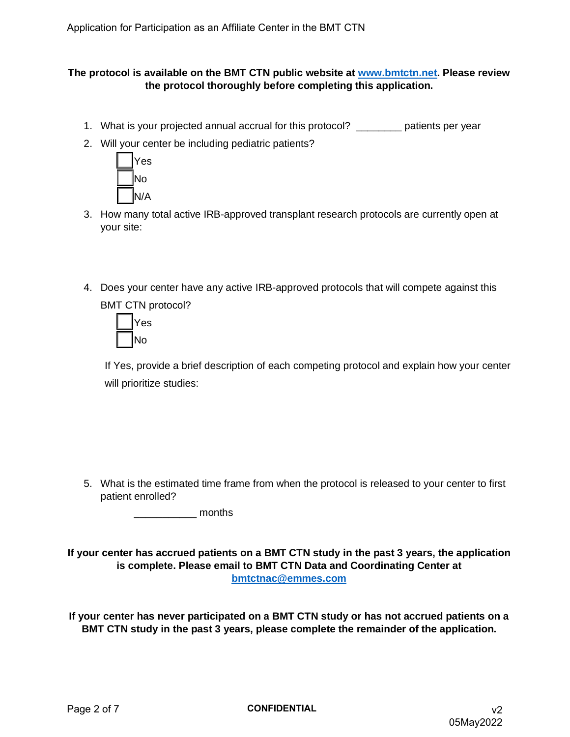**The protocol is available on the BMT CTN public website at [www.bmtctn.net](http://www.bmtctn.net). Please review the protocol thoroughly before completing this application.**

1. What is your projected annual accrual for this protocol? ________ patients per year
2. Will your center be including pediatric patients?
   - ☐ Yes
   - ☐ No
   - ☐ N/A
3. How many total active IRB-approved transplant research protocols are currently open at your site:

4. Does your center have any active IRB-approved protocols that will compete against this BMT CTN protocol?
   - ☐ Yes
   - ☐ No

   If Yes, provide a brief description of each competing protocol and explain how your center will prioritize studies:

5. What is the estimated time frame from when the protocol is released to your center to first patient enrolled?

   ___________ months

**If your center has accrued patients on a BMT CTN study in the past 3 years, the application is complete. Please email to BMT CTN Data and Coordinating Center at [bmtctnac@emmes.com](mailto:bmtctnac@emmes.com)**

**If your center has never participated on a BMT CTN study or has not accrued patients on a BMT CTN study in the past 3 years, please complete the remainder of the application.**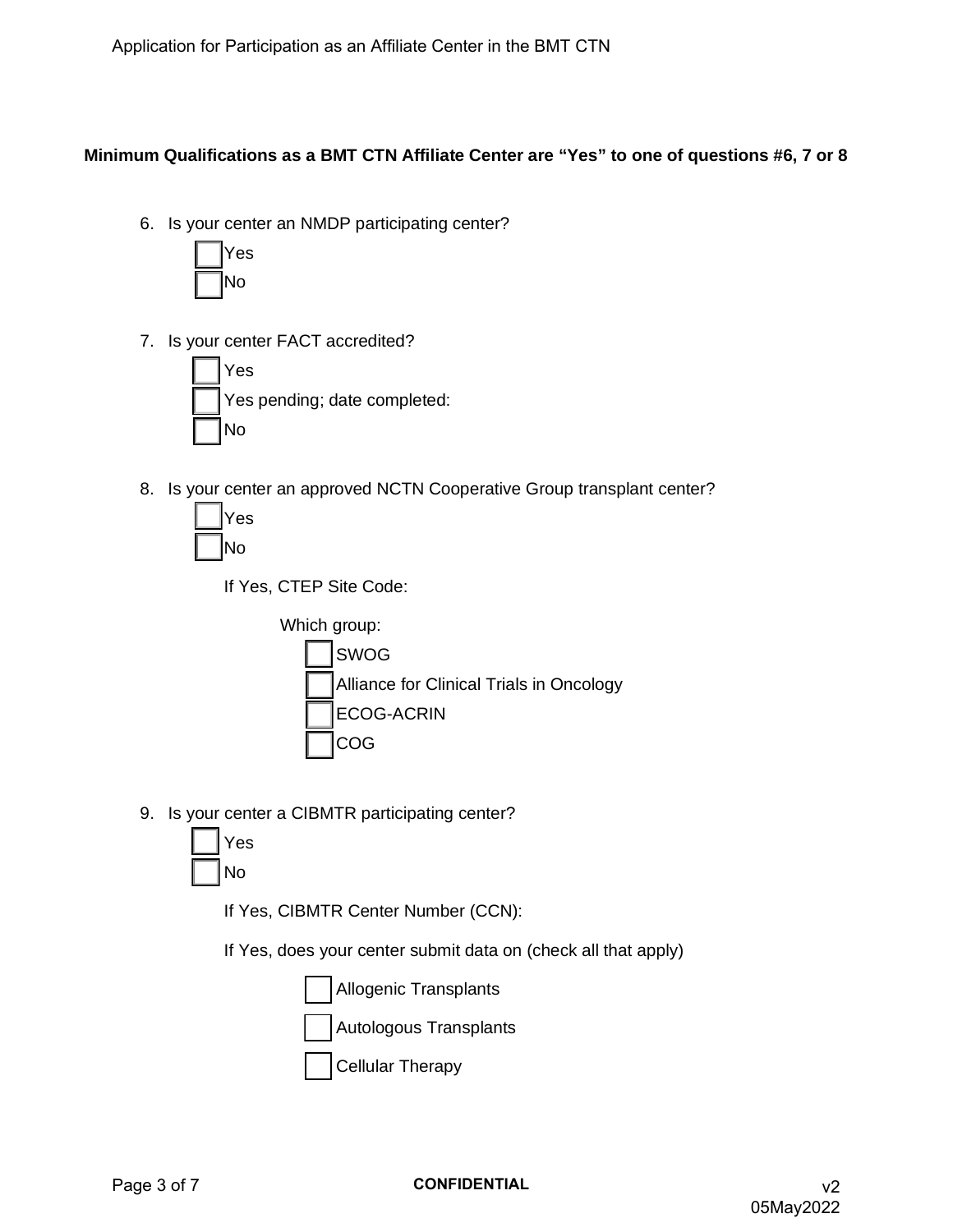**Minimum Qualifications as a BMT CTN Affiliate Center are "Yes" to one of questions #6, 7 or 8**

6. Is your center an NMDP participating center?

   ☐ Yes
   ☐ No

7. Is your center FACT accredited?

   ☐ Yes
   ☐ Yes pending; date completed:
   ☐ No

8. Is your center an approved NCTN Cooperative Group transplant center?

   ☐ Yes
   ☐ No

   If Yes, CTEP Site Code:

   Which group:

   ☐ SWOG
   ☐ Alliance for Clinical Trials in Oncology
   ☐ ECOG-ACRIN
   ☐ COG

9. Is your center a CIBMTR participating center?

   ☐ Yes
   ☐ No

   If Yes, CIBMTR Center Number (CCN):

   If Yes, does your center submit data on (check all that apply)

   ☐ Allogenic Transplants
   ☐ Autologous Transplants
   ☐ Cellular Therapy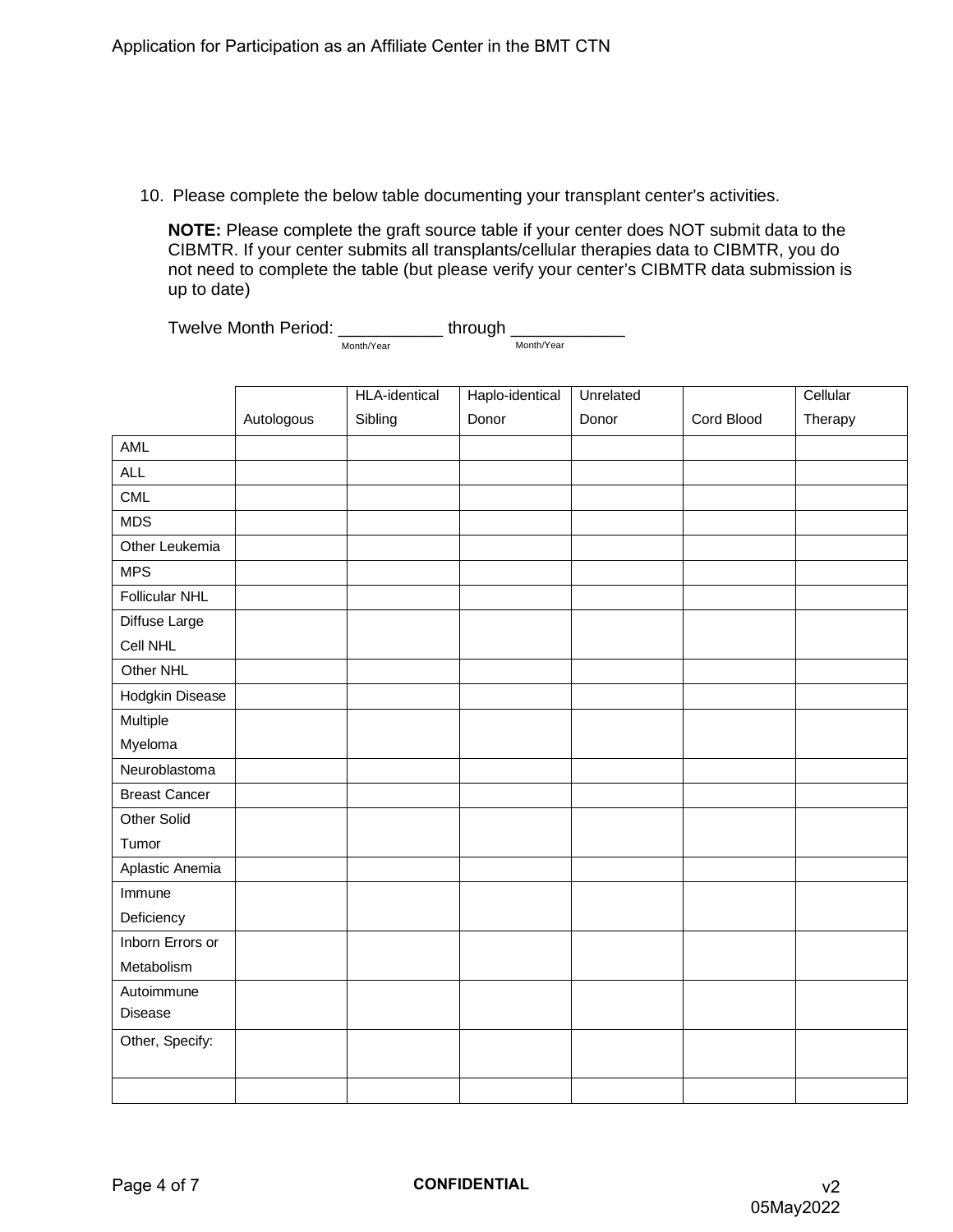10. Please complete the below table documenting your transplant center's activities.

    **NOTE:** Please complete the graft source table if your center does NOT submit data to the CIBMTR. If your center submits all transplants/cellular therapies data to CIBMTR, you do not need to complete the table (but please verify your center's CIBMTR data submission is up to date)

    Twelve Month Period: ___________ through ____________
    (Month/Year) (Month/Year)

| | Autologous | HLA-identical Sibling | Haplo-identical Donor | Unrelated Donor | Cord Blood | Cellular Therapy |
|---|---|---|---|---|---|---|
| AML | | | | | | |
| ALL | | | | | | |
| CML | | | | | | |
| MDS | | | | | | |
| Other Leukemia | | | | | | |
| MPS | | | | | | |
| Follicular NHL | | | | | | |
| Diffuse Large Cell NHL | | | | | | |
| Other NHL | | | | | | |
| Hodgkin Disease | | | | | | |
| Multiple Myeloma | | | | | | |
| Neuroblastoma | | | | | | |
| Breast Cancer | | | | | | |
| Other Solid Tumor | | | | | | |
| Aplastic Anemia | | | | | | |
| Immune Deficiency | | | | | | |
| Inborn Errors or Metabolism | | | | | | |
| Autoimmune Disease | | | | | | |
| Other, Specify: | | | | | | |
| | | | | | | |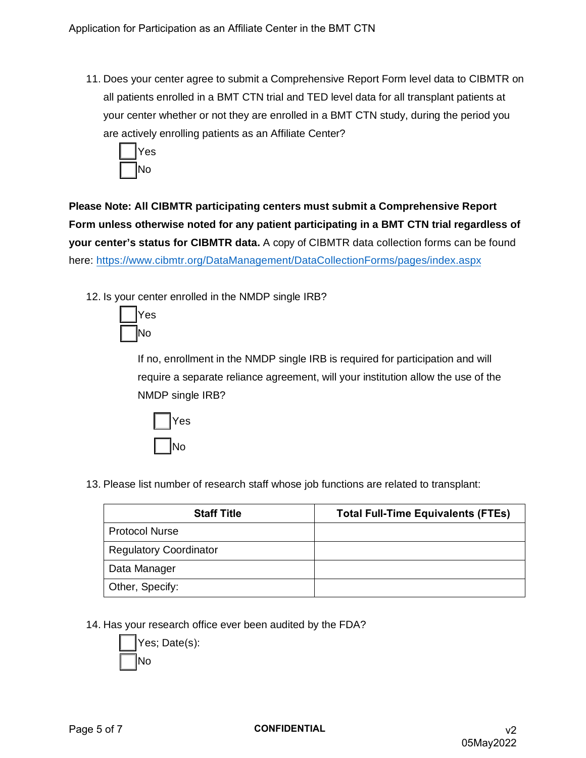11. Does your center agree to submit a Comprehensive Report Form level data to CIBMTR on all patients enrolled in a BMT CTN trial and TED level data for all transplant patients at your center whether or not they are enrolled in a BMT CTN study, during the period you are actively enrolling patients as an Affiliate Center?

    ☐ Yes
    ☐ No

**Please Note: All CIBMTR participating centers must submit a Comprehensive Report Form unless otherwise noted for any patient participating in a BMT CTN trial regardless of your center's status for CIBMTR data.** A copy of CIBMTR data collection forms can be found here: https://www.cibmtr.org/DataManagement/DataCollectionForms/pages/index.aspx

12. Is your center enrolled in the NMDP single IRB?

    ☐ Yes
    ☐ No

    If no, enrollment in the NMDP single IRB is required for participation and will require a separate reliance agreement, will your institution allow the use of the NMDP single IRB?

    ☐ Yes
    ☐ No

13. Please list number of research staff whose job functions are related to transplant:

| Staff Title | Total Full-Time Equivalents (FTEs) |
|---|---|
| Protocol Nurse | |
| Regulatory Coordinator | |
| Data Manager | |
| Other, Specify: | |

14. Has your research office ever been audited by the FDA?

    ☐ Yes; Date(s):
    ☐ No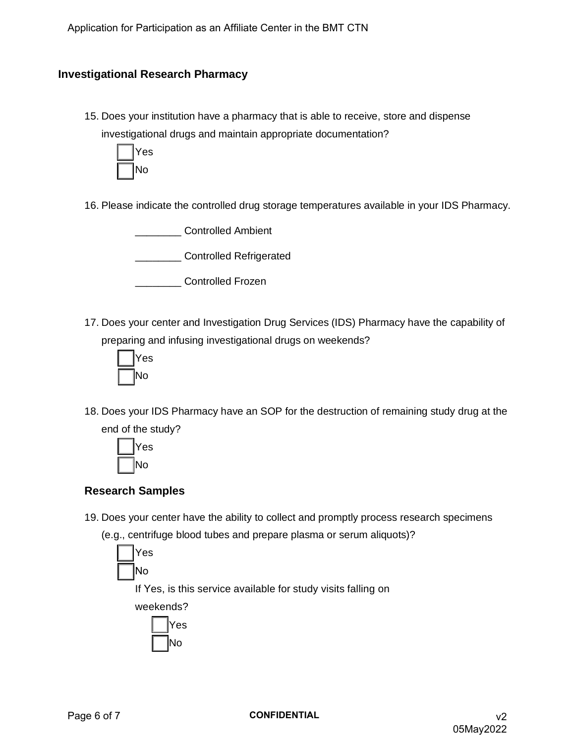## Investigational Research Pharmacy

15. Does your institution have a pharmacy that is able to receive, store and dispense investigational drugs and maintain appropriate documentation?

    - [ ] Yes
    - [ ] No

16. Please indicate the controlled drug storage temperatures available in your IDS Pharmacy.

    ________ Controlled Ambient

    ________ Controlled Refrigerated

    ________ Controlled Frozen

17. Does your center and Investigation Drug Services (IDS) Pharmacy have the capability of preparing and infusing investigational drugs on weekends?

    - [ ] Yes
    - [ ] No

18. Does your IDS Pharmacy have an SOP for the destruction of remaining study drug at the end of the study?

    - [ ] Yes
    - [ ] No

### Research Samples

19. Does your center have the ability to collect and promptly process research specimens (e.g., centrifuge blood tubes and prepare plasma or serum aliquots)?

    - [ ] Yes
    - [ ] No

    If Yes, is this service available for study visits falling on weekends?

    - [ ] Yes
    - [ ] No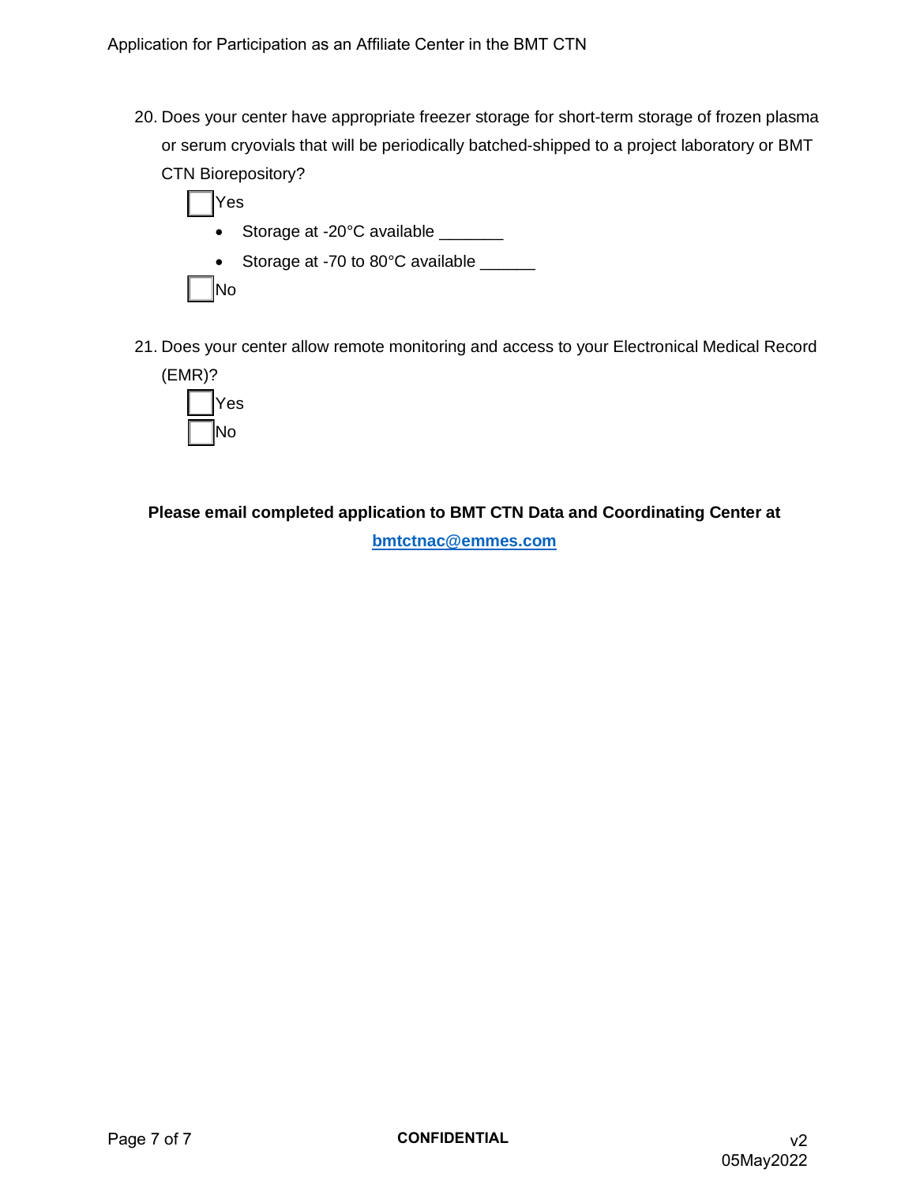20. Does your center have appropriate freezer storage for short-term storage of frozen plasma or serum cryovials that will be periodically batched-shipped to a project laboratory or BMT CTN Biorepository?

    ☐ Yes

    - Storage at -20°C available _______
    - Storage at -70 to 80°C available ______

    ☐ No

21. Does your center allow remote monitoring and access to your Electronical Medical Record (EMR)?

    ☐ Yes

    ☐ No

**Please email completed application to BMT CTN Data and Coordinating Center at [bmtctnac@emmes.com](mailto:bmtctnac@emmes.com)**